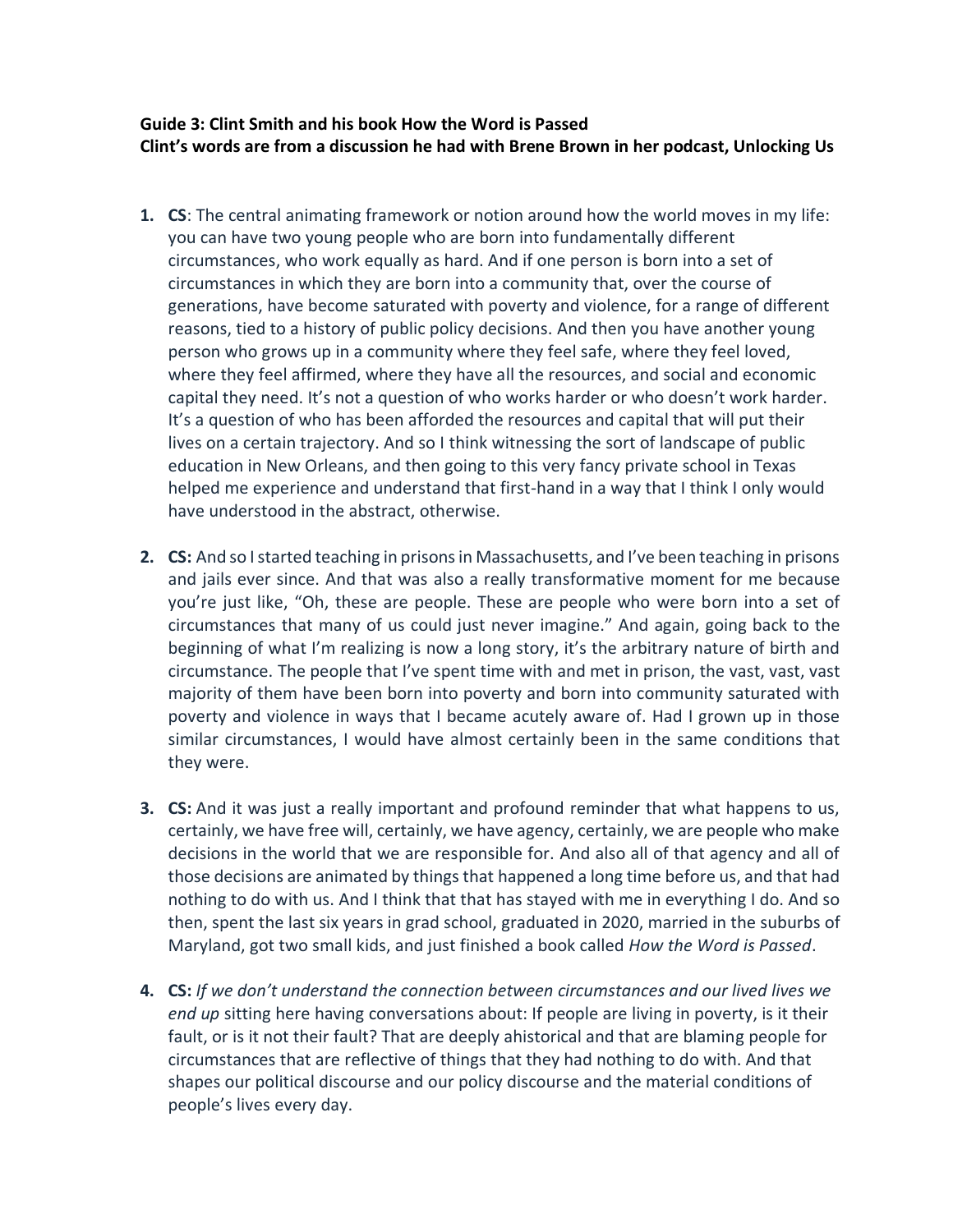**Guide 3: Clint Smith and his book How the Word is Passed**
**Clint's words are from a discussion he had with Brene Brown in her podcast, Unlocking Us**

1. **CS**: The central animating framework or notion around how the world moves in my life: you can have two young people who are born into fundamentally different circumstances, who work equally as hard. And if one person is born into a set of circumstances in which they are born into a community that, over the course of generations, have become saturated with poverty and violence, for a range of different reasons, tied to a history of public policy decisions. And then you have another young person who grows up in a community where they feel safe, where they feel loved, where they feel affirmed, where they have all the resources, and social and economic capital they need. It's not a question of who works harder or who doesn't work harder. It's a question of who has been afforded the resources and capital that will put their lives on a certain trajectory. And so I think witnessing the sort of landscape of public education in New Orleans, and then going to this very fancy private school in Texas helped me experience and understand that first-hand in a way that I think I only would have understood in the abstract, otherwise.

2. **CS:** And so I started teaching in prisons in Massachusetts, and I've been teaching in prisons and jails ever since. And that was also a really transformative moment for me because you're just like, "Oh, these are people. These are people who were born into a set of circumstances that many of us could just never imagine." And again, going back to the beginning of what I'm realizing is now a long story, it's the arbitrary nature of birth and circumstance. The people that I've spent time with and met in prison, the vast, vast, vast majority of them have been born into poverty and born into community saturated with poverty and violence in ways that I became acutely aware of. Had I grown up in those similar circumstances, I would have almost certainly been in the same conditions that they were.

3. **CS:** And it was just a really important and profound reminder that what happens to us, certainly, we have free will, certainly, we have agency, certainly, we are people who make decisions in the world that we are responsible for. And also all of that agency and all of those decisions are animated by things that happened a long time before us, and that had nothing to do with us. And I think that that has stayed with me in everything I do. And so then, spent the last six years in grad school, graduated in 2020, married in the suburbs of Maryland, got two small kids, and just finished a book called *How the Word is Passed*.

4. **CS:** *If we don't understand the connection between circumstances and our lived lives we end up* sitting here having conversations about: If people are living in poverty, is it their fault, or is it not their fault? That are deeply ahistorical and that are blaming people for circumstances that are reflective of things that they had nothing to do with. And that shapes our political discourse and our policy discourse and the material conditions of people's lives every day.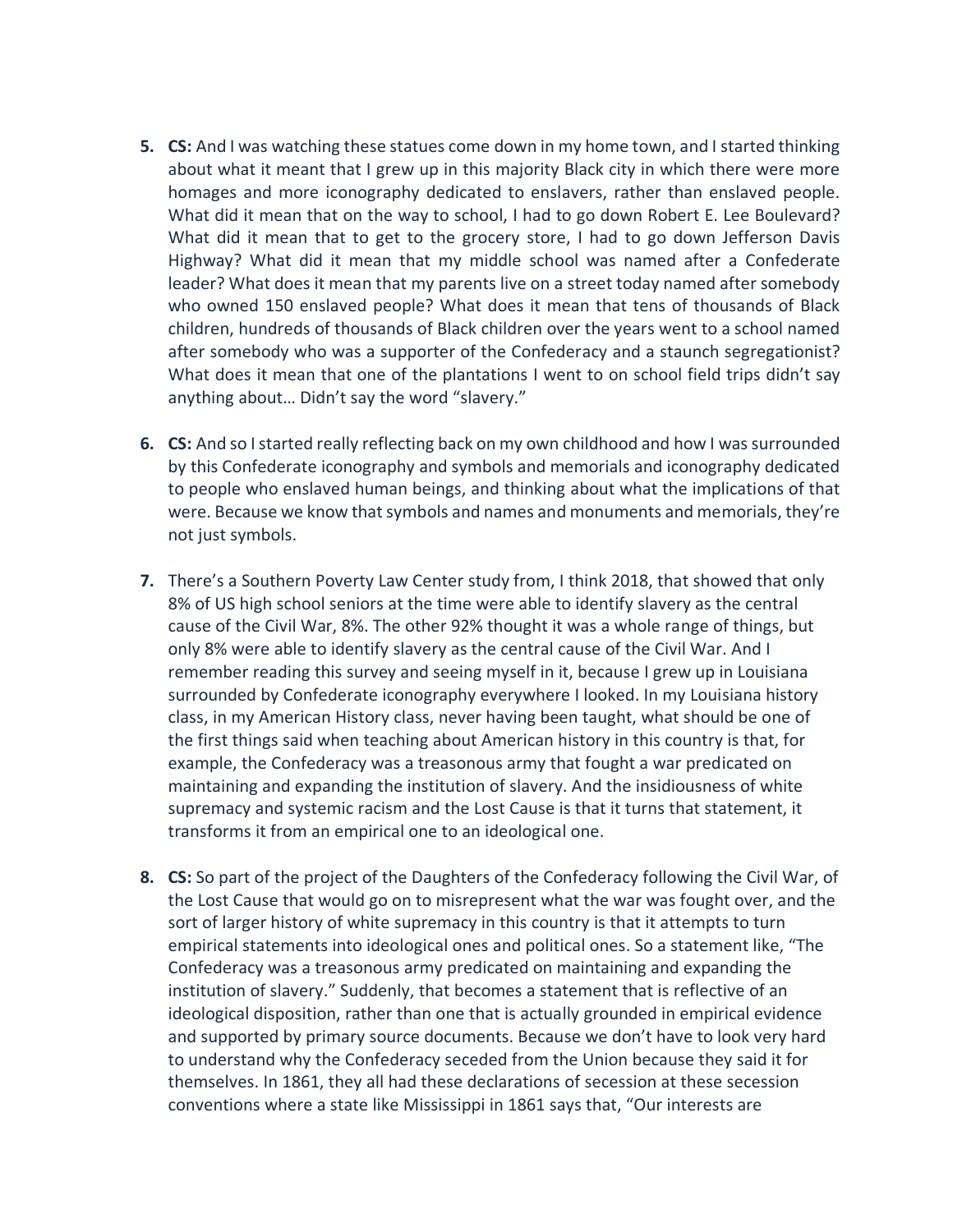5. **CS:** And I was watching these statues come down in my home town, and I started thinking about what it meant that I grew up in this majority Black city in which there were more homages and more iconography dedicated to enslavers, rather than enslaved people. What did it mean that on the way to school, I had to go down Robert E. Lee Boulevard? What did it mean that to get to the grocery store, I had to go down Jefferson Davis Highway? What did it mean that my middle school was named after a Confederate leader? What does it mean that my parents live on a street today named after somebody who owned 150 enslaved people? What does it mean that tens of thousands of Black children, hundreds of thousands of Black children over the years went to a school named after somebody who was a supporter of the Confederacy and a staunch segregationist? What does it mean that one of the plantations I went to on school field trips didn't say anything about… Didn't say the word "slavery."

6. **CS:** And so I started really reflecting back on my own childhood and how I was surrounded by this Confederate iconography and symbols and memorials and iconography dedicated to people who enslaved human beings, and thinking about what the implications of that were. Because we know that symbols and names and monuments and memorials, they're not just symbols.

7. There's a Southern Poverty Law Center study from, I think 2018, that showed that only 8% of US high school seniors at the time were able to identify slavery as the central cause of the Civil War, 8%. The other 92% thought it was a whole range of things, but only 8% were able to identify slavery as the central cause of the Civil War. And I remember reading this survey and seeing myself in it, because I grew up in Louisiana surrounded by Confederate iconography everywhere I looked. In my Louisiana history class, in my American History class, never having been taught, what should be one of the first things said when teaching about American history in this country is that, for example, the Confederacy was a treasonous army that fought a war predicated on maintaining and expanding the institution of slavery. And the insidiousness of white supremacy and systemic racism and the Lost Cause is that it turns that statement, it transforms it from an empirical one to an ideological one.

8. **CS:** So part of the project of the Daughters of the Confederacy following the Civil War, of the Lost Cause that would go on to misrepresent what the war was fought over, and the sort of larger history of white supremacy in this country is that it attempts to turn empirical statements into ideological ones and political ones. So a statement like, "The Confederacy was a treasonous army predicated on maintaining and expanding the institution of slavery." Suddenly, that becomes a statement that is reflective of an ideological disposition, rather than one that is actually grounded in empirical evidence and supported by primary source documents. Because we don't have to look very hard to understand why the Confederacy seceded from the Union because they said it for themselves. In 1861, they all had these declarations of secession at these secession conventions where a state like Mississippi in 1861 says that, "Our interests are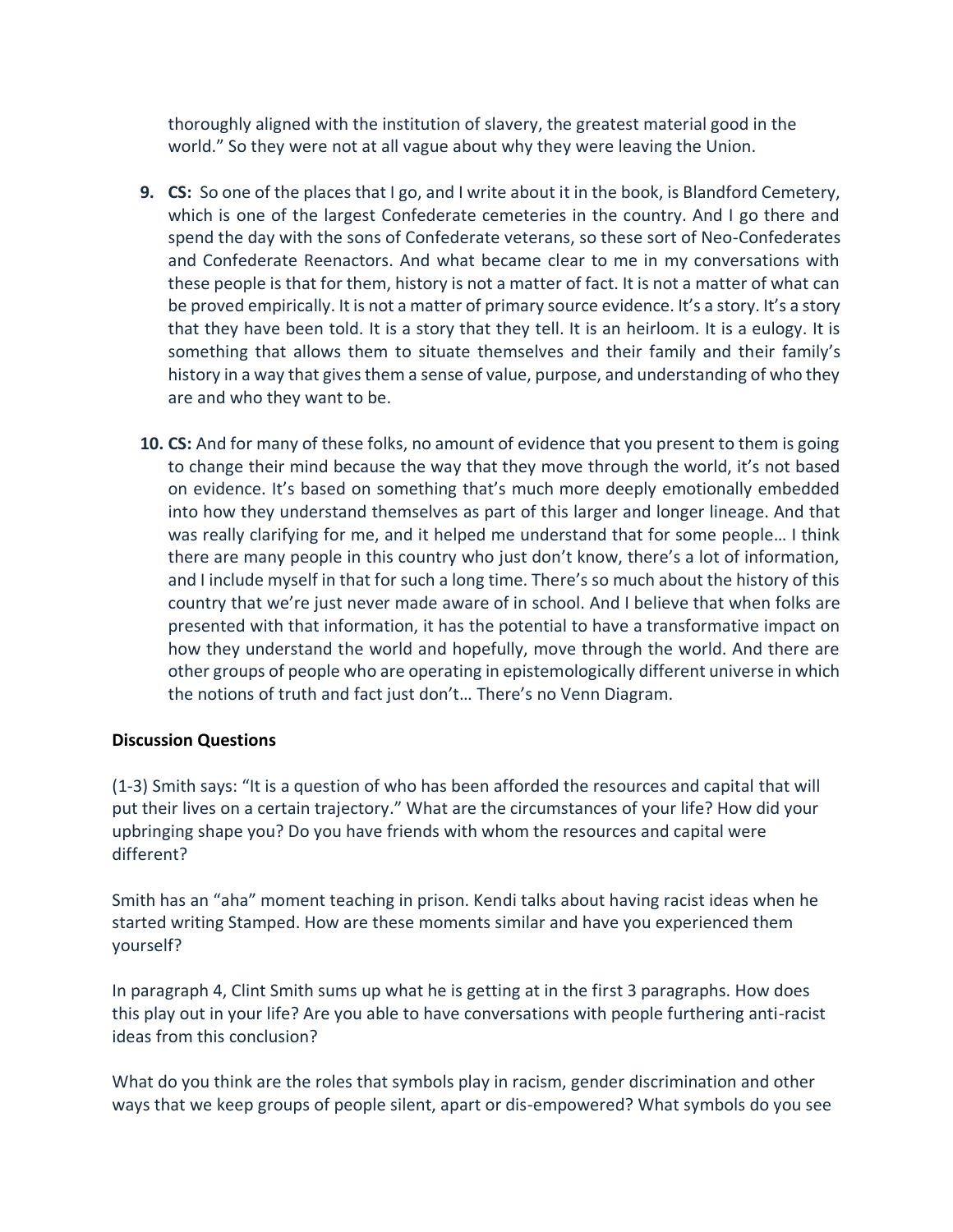thoroughly aligned with the institution of slavery, the greatest material good in the world." So they were not at all vague about why they were leaving the Union.

9. **CS:** So one of the places that I go, and I write about it in the book, is Blandford Cemetery, which is one of the largest Confederate cemeteries in the country. And I go there and spend the day with the sons of Confederate veterans, so these sort of Neo-Confederates and Confederate Reenactors. And what became clear to me in my conversations with these people is that for them, history is not a matter of fact. It is not a matter of what can be proved empirically. It is not a matter of primary source evidence. It's a story. It's a story that they have been told. It is a story that they tell. It is an heirloom. It is a eulogy. It is something that allows them to situate themselves and their family and their family's history in a way that gives them a sense of value, purpose, and understanding of who they are and who they want to be.

10. **CS:** And for many of these folks, no amount of evidence that you present to them is going to change their mind because the way that they move through the world, it's not based on evidence. It's based on something that's much more deeply emotionally embedded into how they understand themselves as part of this larger and longer lineage. And that was really clarifying for me, and it helped me understand that for some people… I think there are many people in this country who just don't know, there's a lot of information, and I include myself in that for such a long time. There's so much about the history of this country that we're just never made aware of in school. And I believe that when folks are presented with that information, it has the potential to have a transformative impact on how they understand the world and hopefully, move through the world. And there are other groups of people who are operating in epistemologically different universe in which the notions of truth and fact just don't… There's no Venn Diagram.

**Discussion Questions**

(1-3) Smith says: "It is a question of who has been afforded the resources and capital that will put their lives on a certain trajectory." What are the circumstances of your life? How did your upbringing shape you? Do you have friends with whom the resources and capital were different?

Smith has an "aha" moment teaching in prison. Kendi talks about having racist ideas when he started writing Stamped. How are these moments similar and have you experienced them yourself?

In paragraph 4, Clint Smith sums up what he is getting at in the first 3 paragraphs. How does this play out in your life? Are you able to have conversations with people furthering anti-racist ideas from this conclusion?

What do you think are the roles that symbols play in racism, gender discrimination and other ways that we keep groups of people silent, apart or dis-empowered? What symbols do you see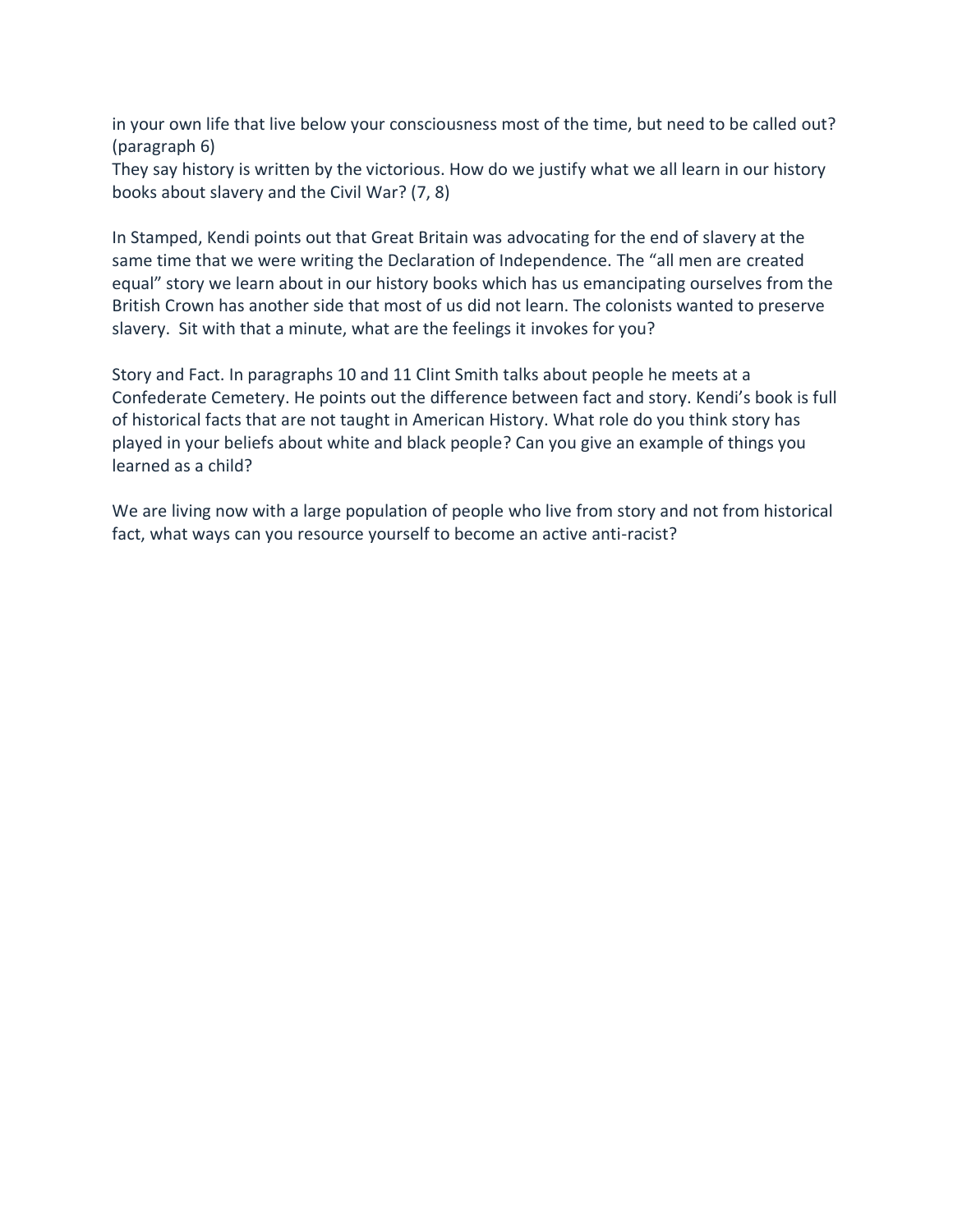in your own life that live below your consciousness most of the time, but need to be called out? (paragraph 6)

They say history is written by the victorious. How do we justify what we all learn in our history books about slavery and the Civil War? (7, 8)

In Stamped, Kendi points out that Great Britain was advocating for the end of slavery at the same time that we were writing the Declaration of Independence. The "all men are created equal" story we learn about in our history books which has us emancipating ourselves from the British Crown has another side that most of us did not learn. The colonists wanted to preserve slavery. Sit with that a minute, what are the feelings it invokes for you?

Story and Fact. In paragraphs 10 and 11 Clint Smith talks about people he meets at a Confederate Cemetery. He points out the difference between fact and story. Kendi's book is full of historical facts that are not taught in American History. What role do you think story has played in your beliefs about white and black people? Can you give an example of things you learned as a child?

We are living now with a large population of people who live from story and not from historical fact, what ways can you resource yourself to become an active anti-racist?